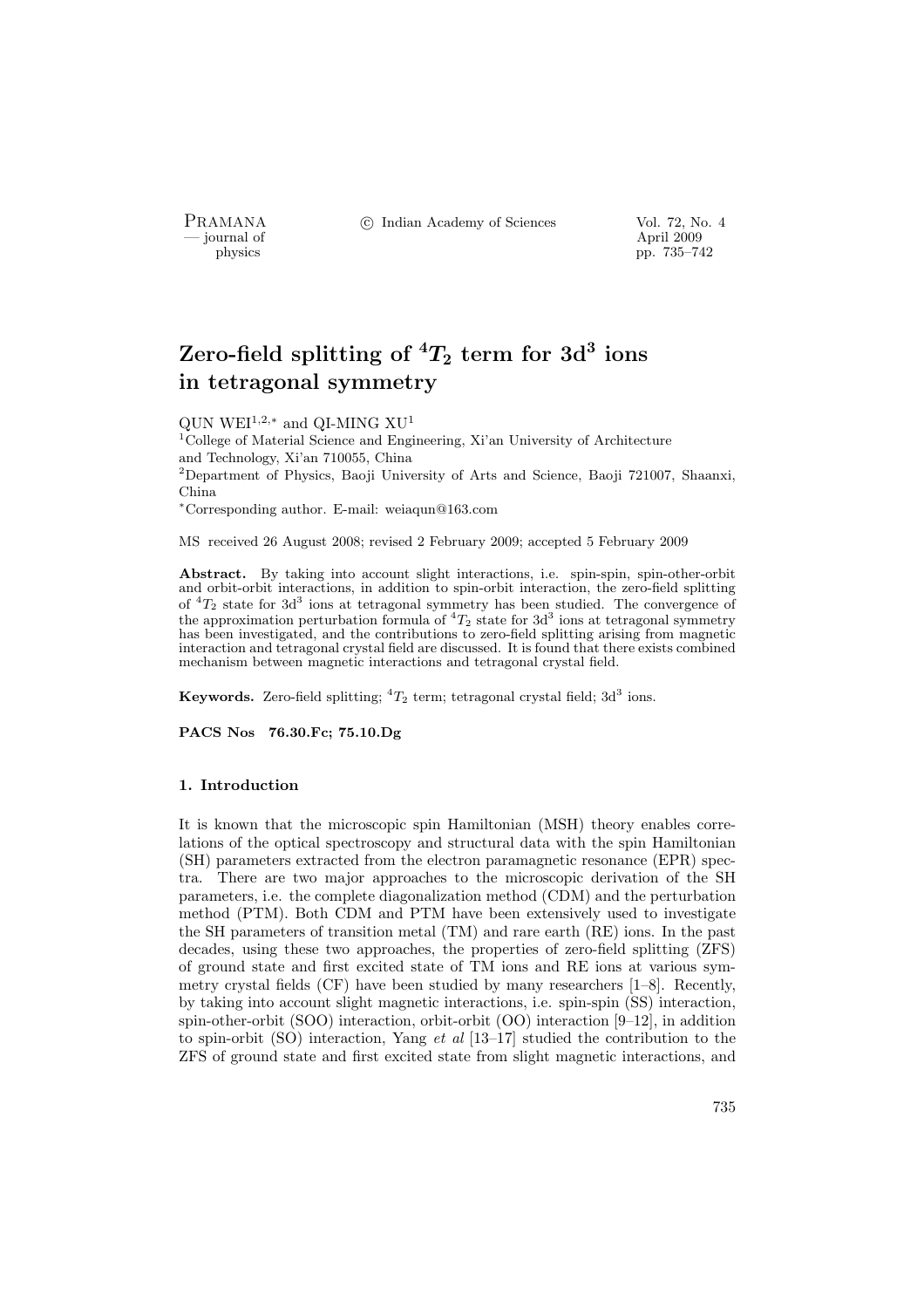# Zero-field splitting of $^4T_2$ term for $3d^3$ ions in tetragonal symmetry

QUN WEI[1,2,*] and QI-MING XU[1]

[1]College of Material Science and Engineering, Xi'an University of Architecture and Technology, Xi'an 710055, China

[2]Department of Physics, Baoji University of Arts and Science, Baoji 721007, Shaanxi, China

[*]Corresponding author. E-mail: weiaqun@163.com

MS received 26 August 2008; revised 2 February 2009; accepted 5 February 2009

**Abstract.** By taking into account slight interactions, i.e. spin-spin, spin-other-orbit and orbit-orbit interactions, in addition to spin-orbit interaction, the zero-field splitting of $^4T_2$ state for $3d^3$ ions at tetragonal symmetry has been studied. The convergence of the approximation perturbation formula of $^4T_2$ state for $3d^3$ ions at tetragonal symmetry has been investigated, and the contributions to zero-field splitting arising from magnetic interaction and tetragonal crystal field are discussed. It is found that there exists combined mechanism between magnetic interactions and tetragonal crystal field.

**Keywords.** Zero-field splitting; $^4T_2$ term; tetragonal crystal field; $3d^3$ ions.

**PACS Nos 76.30.Fc; 75.10.Dg**

## 1. Introduction

It is known that the microscopic spin Hamiltonian (MSH) theory enables correlations of the optical spectroscopy and structural data with the spin Hamiltonian (SH) parameters extracted from the electron paramagnetic resonance (EPR) spectra. There are two major approaches to the microscopic derivation of the SH parameters, i.e. the complete diagonalization method (CDM) and the perturbation method (PTM). Both CDM and PTM have been extensively used to investigate the SH parameters of transition metal (TM) and rare earth (RE) ions. In the past decades, using these two approaches, the properties of zero-field splitting (ZFS) of ground state and first excited state of TM ions and RE ions at various symmetry crystal fields (CF) have been studied by many researchers [1–8]. Recently, by taking into account slight magnetic interactions, i.e. spin-spin (SS) interaction, spin-other-orbit (SOO) interaction, orbit-orbit (OO) interaction [9–12], in addition to spin-orbit (SO) interaction, Yang *et al* [13–17] studied the contribution to the ZFS of ground state and first excited state from slight magnetic interactions, and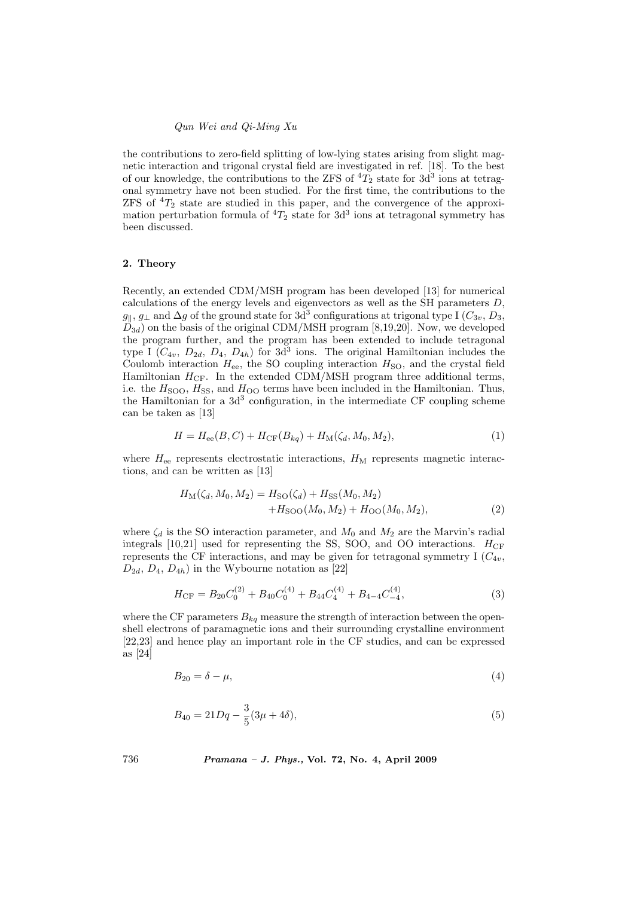the contributions to zero-field splitting of low-lying states arising from slight magnetic interaction and trigonal crystal field are investigated in ref. [18]. To the best of our knowledge, the contributions to the ZFS of ${}^4T_2$ state for $3d^3$ ions at tetragonal symmetry have not been studied. For the first time, the contributions to the ZFS of ${}^4T_2$ state are studied in this paper, and the convergence of the approximation perturbation formula of ${}^4T_2$ state for $3d^3$ ions at tetragonal symmetry has been discussed.

## 2. Theory

Recently, an extended CDM/MSH program has been developed [13] for numerical calculations of the energy levels and eigenvectors as well as the SH parameters $D$, $g_{\parallel}$, $g_{\perp}$ and $\Delta g$ of the ground state for $3d^3$ configurations at trigonal type I ($C_{3v}$, $D_3$, $D_{3d}$) on the basis of the original CDM/MSH program [8,19,20]. Now, we developed the program further, and the program has been extended to include tetragonal type I ($C_{4v}$, $D_{2d}$, $D_4$, $D_{4h}$) for $3d^3$ ions. The original Hamiltonian includes the Coulomb interaction $H_{\rm ee}$, the SO coupling interaction $H_{\rm SO}$, and the crystal field Hamiltonian $H_{\rm CF}$. In the extended CDM/MSH program three additional terms, i.e. the $H_{\rm SOO}$, $H_{\rm SS}$, and $H_{\rm OO}$ terms have been included in the Hamiltonian. Thus, the Hamiltonian for a $3d^3$ configuration, in the intermediate CF coupling scheme can be taken as [13]

$$H = H_{\rm ee}(B, C) + H_{\rm CF}(B_{kq}) + H_{\rm M}(\zeta_d, M_0, M_2), \tag{1}$$

where $H_{\rm ee}$ represents electrostatic interactions, $H_{\rm M}$ represents magnetic interactions, and can be written as [13]

$$\begin{aligned} H_{\rm M}(\zeta_d, M_0, M_2) = {} & H_{\rm SO}(\zeta_d) + H_{\rm SS}(M_0, M_2) \\ & + H_{\rm SOO}(M_0, M_2) + H_{\rm OO}(M_0, M_2), \end{aligned} \tag{2}$$

where $\zeta_d$ is the SO interaction parameter, and $M_0$ and $M_2$ are the Marvin's radial integrals [10,21] used for representing the SS, SOO, and OO interactions. $H_{\rm CF}$ represents the CF interactions, and may be given for tetragonal symmetry I ($C_{4v}$, $D_{2d}$, $D_4$, $D_{4h}$) in the Wybourne notation as [22]

$$H_{\rm CF} = B_{20}C_0^{(2)} + B_{40}C_0^{(4)} + B_{44}C_4^{(4)} + B_{4-4}C_{-4}^{(4)}, \tag{3}$$

where the CF parameters $B_{kq}$ measure the strength of interaction between the open-shell electrons of paramagnetic ions and their surrounding crystalline environment [22,23] and hence play an important role in the CF studies, and can be expressed as [24]

$$B_{20} = \delta - \mu, \tag{4}$$

$$B_{40} = 21Dq - \frac{3}{5}(3\mu + 4\delta), \tag{5}$$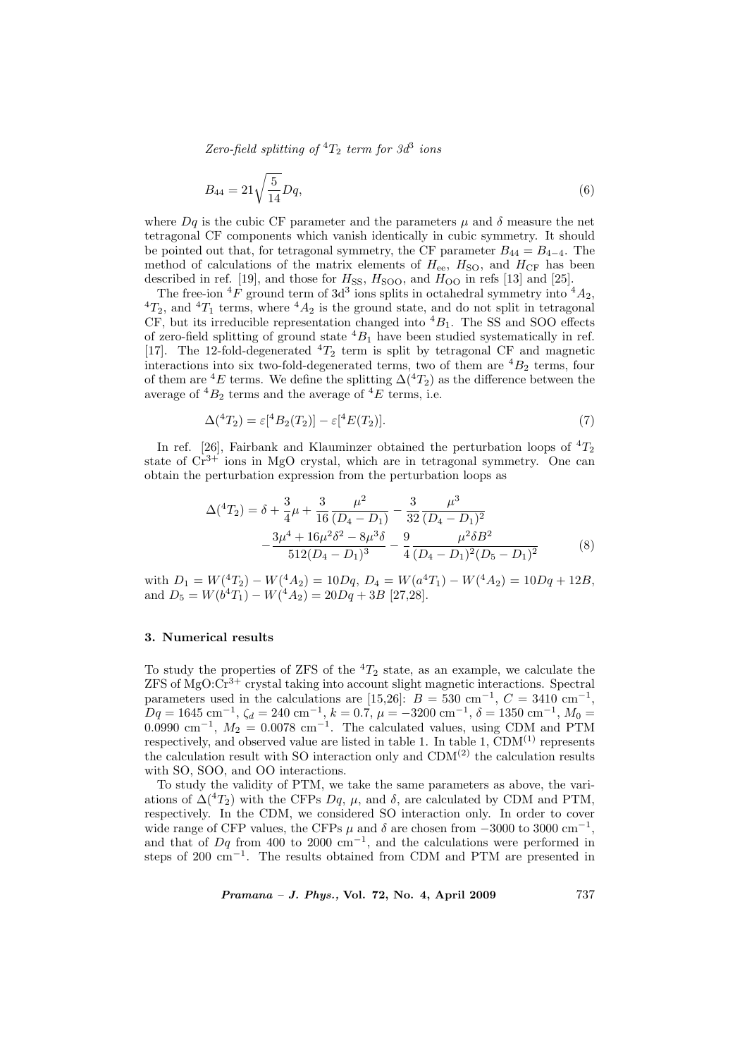$$B_{44} = 21\sqrt{\frac{5}{14}}Dq, \tag{6}$$

where $Dq$ is the cubic CF parameter and the parameters $\mu$ and $\delta$ measure the net tetragonal CF components which vanish identically in cubic symmetry. It should be pointed out that, for tetragonal symmetry, the CF parameter $B_{44} = B_{4-4}$. The method of calculations of the matrix elements of $H_{\mathrm{ee}}$, $H_{\mathrm{SO}}$, and $H_{\mathrm{CF}}$ has been described in ref. [19], and those for $H_{\mathrm{SS}}$, $H_{\mathrm{SOO}}$, and $H_{\mathrm{OO}}$ in refs [13] and [25].

The free-ion $^4F$ ground term of $3d^3$ ions splits in octahedral symmetry into $^4A_2$, $^4T_2$, and $^4T_1$ terms, where $^4A_2$ is the ground state, and do not split in tetragonal CF, but its irreducible representation changed into $^4B_1$. The SS and SOO effects of zero-field splitting of ground state $^4B_1$ have been studied systematically in ref. [17]. The 12-fold-degenerated $^4T_2$ term is split by tetragonal CF and magnetic interactions into six two-fold-degenerated terms, two of them are $^4B_2$ terms, four of them are $^4E$ terms. We define the splitting $\Delta(^4T_2)$ as the difference between the average of $^4B_2$ terms and the average of $^4E$ terms, i.e.

$$\Delta(^4T_2) = \varepsilon[^4B_2(T_2)] - \varepsilon[^4E(T_2)]. \tag{7}$$

In ref. [26], Fairbank and Klauminzer obtained the perturbation loops of $^4T_2$ state of $Cr^{3+}$ ions in MgO crystal, which are in tetragonal symmetry. One can obtain the perturbation expression from the perturbation loops as

$$\Delta(^4T_2) = \delta + \frac{3}{4}\mu + \frac{3}{16}\frac{\mu^2}{(D_4 - D_1)} - \frac{3}{32}\frac{\mu^3}{(D_4 - D_1)^2} - \frac{3\mu^4 + 16\mu^2\delta^2 - 8\mu^3\delta}{512(D_4 - D_1)^3} - \frac{9}{4}\frac{\mu^2\delta B^2}{(D_4 - D_1)^2(D_5 - D_1)^2} \tag{8}$$

with $D_1 = W(^4T_2) - W(^4A_2) = 10Dq$, $D_4 = W(a^4T_1) - W(^4A_2) = 10Dq + 12B$, and $D_5 = W(b^4T_1) - W(^4A_2) = 20Dq + 3B$ [27,28].

### 3. Numerical results

To study the properties of ZFS of the $^4T_2$ state, as an example, we calculate the ZFS of MgO:$Cr^{3+}$ crystal taking into account slight magnetic interactions. Spectral parameters used in the calculations are [15,26]: $B = 530$ cm$^{-1}$, $C = 3410$ cm$^{-1}$, $Dq = 1645$ cm$^{-1}$, $\zeta_d = 240$ cm$^{-1}$, $k = 0.7$, $\mu = -3200$ cm$^{-1}$, $\delta = 1350$ cm$^{-1}$, $M_0 = 0.0990$ cm$^{-1}$, $M_2 = 0.0078$ cm$^{-1}$. The calculated values, using CDM and PTM respectively, and observed value are listed in table 1. In table 1, CDM$^{(1)}$ represents the calculation result with SO interaction only and CDM$^{(2)}$ the calculation results with SO, SOO, and OO interactions.

To study the validity of PTM, we take the same parameters as above, the variations of $\Delta(^4T_2)$ with the CFPs $Dq$, $\mu$, and $\delta$, are calculated by CDM and PTM, respectively. In the CDM, we considered SO interaction only. In order to cover wide range of CFP values, the CFPs $\mu$ and $\delta$ are chosen from $-3000$ to $3000$ cm$^{-1}$, and that of $Dq$ from 400 to 2000 cm$^{-1}$, and the calculations were performed in steps of 200 cm$^{-1}$. The results obtained from CDM and PTM are presented in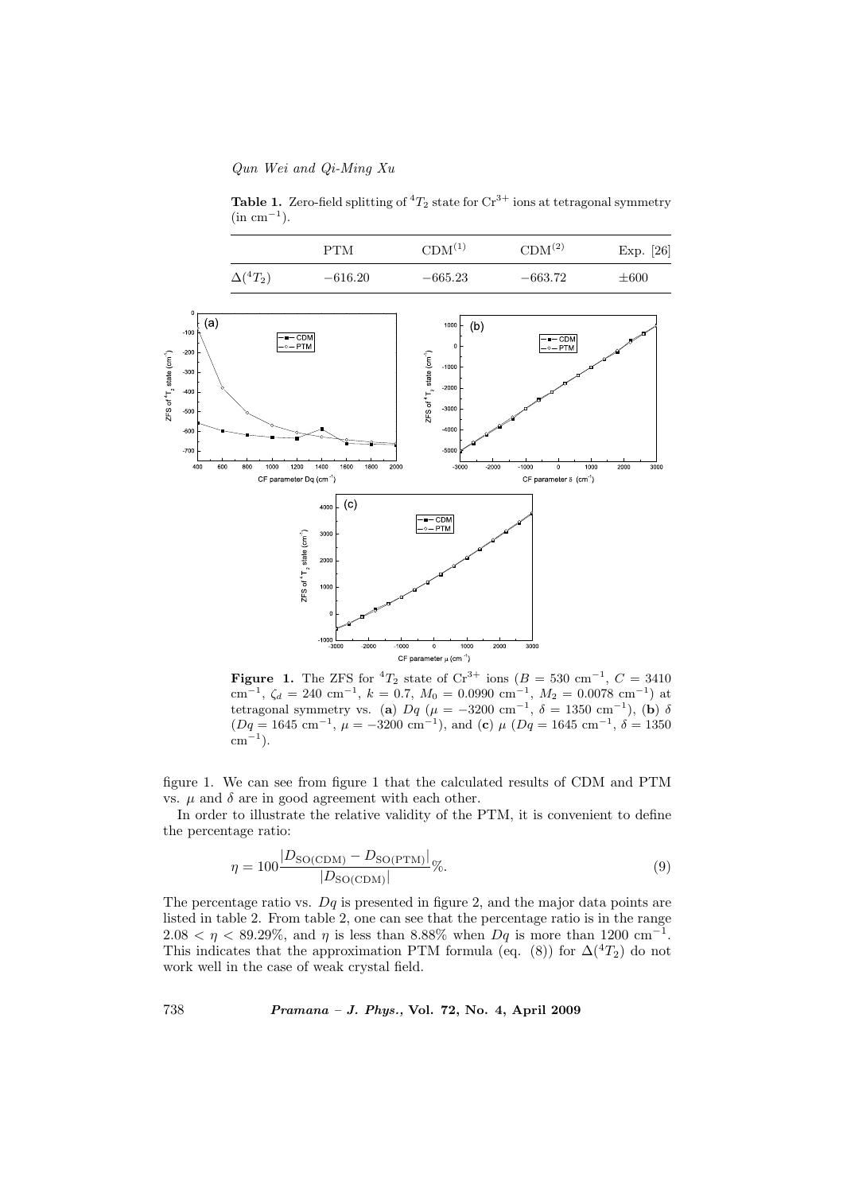**Table 1.** Zero-field splitting of $^4T_2$ state for $Cr^{3+}$ ions at tetragonal symmetry (in $\mathrm{cm}^{-1}$).

| | PTM | $\mathrm{CDM}^{(1)}$ | $\mathrm{CDM}^{(2)}$ | Exp. [26] |
|---|---|---|---|---|
| $\Delta(^4T_2)$ | $-616.20$ | $-665.23$ | $-663.72$ | $\pm 600$ |

**Figure 1.** The ZFS for $^4T_2$ state of $Cr^{3+}$ ions ($B = 530$ cm$^{-1}$, $C = 3410$ cm$^{-1}$, $\zeta_d = 240$ cm$^{-1}$, $k = 0.7$, $M_0 = 0.0990$ cm$^{-1}$, $M_2 = 0.0078$ cm$^{-1}$) at tetragonal symmetry vs. (**a**) $Dq$ ($\mu = -3200$ cm$^{-1}$, $\delta = 1350$ cm$^{-1}$), (**b**) $\delta$ ($Dq = 1645$ cm$^{-1}$, $\mu = -3200$ cm$^{-1}$), and (**c**) $\mu$ ($Dq = 1645$ cm$^{-1}$, $\delta = 1350$ cm$^{-1}$).

figure 1. We can see from figure 1 that the calculated results of CDM and PTM vs. $\mu$ and $\delta$ are in good agreement with each other.

In order to illustrate the relative validity of the PTM, it is convenient to define the percentage ratio:

$$\eta = 100 \frac{|D_{\mathrm{SO(CDM)}} - D_{\mathrm{SO(PTM)}}|}{|D_{\mathrm{SO(CDM)}}|}\%. \tag{9}$$

The percentage ratio vs. $Dq$ is presented in figure 2, and the major data points are listed in table 2. From table 2, one can see that the percentage ratio is in the range $2.08 < \eta < 89.29\%$, and $\eta$ is less than 8.88% when $Dq$ is more than 1200 cm$^{-1}$. This indicates that the approximation PTM formula (eq. (8)) for $\Delta(^4T_2)$ do not work well in the case of weak crystal field.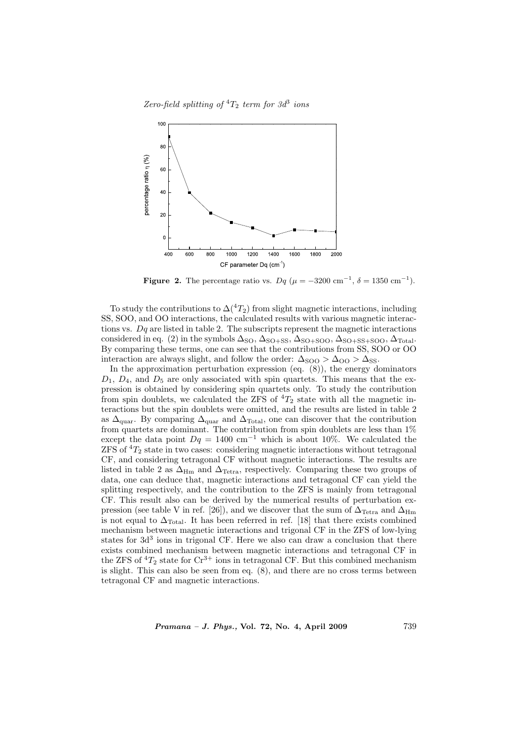**Figure 2.** The percentage ratio vs. $Dq$ ($\mu = -3200$ cm$^{-1}$, $\delta = 1350$ cm$^{-1}$).

To study the contributions to $\Delta(^4T_2)$ from slight magnetic interactions, including SS, SOO, and OO interactions, the calculated results with various magnetic interactions vs. $Dq$ are listed in table 2. The subscripts represent the magnetic interactions considered in eq. (2) in the symbols $\Delta_{\text{SO}}$, $\Delta_{\text{SO+SS}}$, $\Delta_{\text{SO+SOO}}$, $\Delta_{\text{SO+SS+SOO}}$, $\Delta_{\text{Total}}$. By comparing these terms, one can see that the contributions from SS, SOO or OO interaction are always slight, and follow the order: $\Delta_{\text{SOO}} > \Delta_{\text{OO}} > \Delta_{\text{SS}}$.

In the approximation perturbation expression (eq. (8)), the energy dominators $D_1$, $D_4$, and $D_5$ are only associated with spin quartets. This means that the expression is obtained by considering spin quartets only. To study the contribution from spin doublets, we calculated the ZFS of $^4T_2$ state with all the magnetic interactions but the spin doublets were omitted, and the results are listed in table 2 as $\Delta_{\text{quar}}$. By comparing $\Delta_{\text{quar}}$ and $\Delta_{\text{Total}}$, one can discover that the contribution from quartets are dominant. The contribution from spin doublets are less than 1% except the data point $Dq = 1400$ cm$^{-1}$ which is about 10%. We calculated the ZFS of $^4T_2$ state in two cases: considering magnetic interactions without tetragonal CF, and considering tetragonal CF without magnetic interactions. The results are listed in table 2 as $\Delta_{\text{Hm}}$ and $\Delta_{\text{Tetra}}$, respectively. Comparing these two groups of data, one can deduce that, magnetic interactions and tetragonal CF can yield the splitting respectively, and the contribution to the ZFS is mainly from tetragonal CF. This result also can be derived by the numerical results of perturbation expression (see table V in ref. [26]), and we discover that the sum of $\Delta_{\text{Tetra}}$ and $\Delta_{\text{Hm}}$ is not equal to $\Delta_{\text{Total}}$. It has been referred in ref. [18] that there exists combined mechanism between magnetic interactions and trigonal CF in the ZFS of low-lying states for 3d$^3$ ions in trigonal CF. Here we also can draw a conclusion that there exists combined mechanism between magnetic interactions and tetragonal CF in the ZFS of $^4T_2$ state for $Cr^{3+}$ ions in tetragonal CF. But this combined mechanism is slight. This can also be seen from eq. (8), and there are no cross terms between tetragonal CF and magnetic interactions.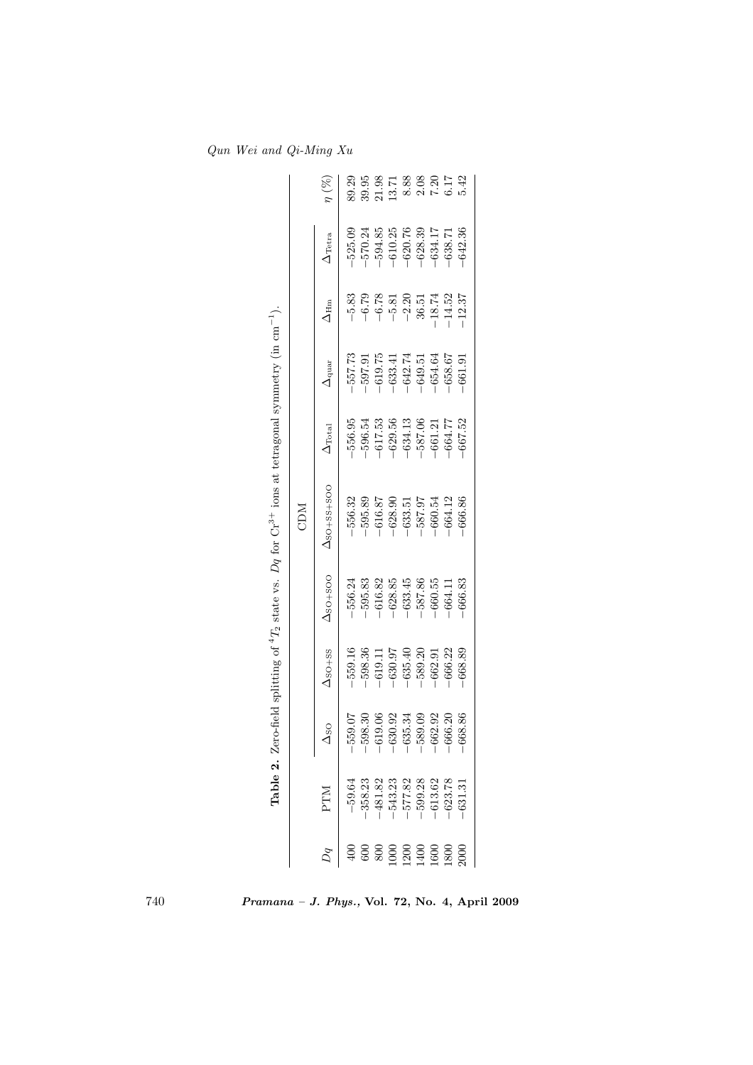**Table 2.** Zero-field splitting of ${}^4T_2$ state vs. $Dq$ for $Cr^{3+}$ ions at tetragonal symmetry (in $cm^{-1}$).

| $Dq$ | PTM | CDM | | | | | | | | $\eta$ (%) |
|---|---|---|---|---|---|---|---|---|---|---|
| | | $\Delta_{SO}$ | $\Delta_{SO+SS}$ | $\Delta_{SO+SOO}$ | $\Delta_{SO+SS+SOO}$ | $\Delta_{Total}$ | $\Delta_{quar}$ | $\Delta_{Hm}$ | $\Delta_{Tetra}$ | |
| 400 | −59.64 | −559.07 | −559.16 | −556.24 | −556.32 | −556.95 | −557.73 | −5.83 | −525.09 | 89.29 |
| 600 | −358.23 | −598.30 | −598.36 | −595.83 | −595.89 | −596.54 | −597.91 | −6.79 | −570.24 | 39.95 |
| 800 | −481.82 | −619.06 | −619.11 | −616.82 | −616.87 | −617.53 | −619.75 | −6.78 | −594.85 | 21.98 |
| 1000 | −543.23 | −630.92 | −630.97 | −628.85 | −628.90 | −629.56 | −633.41 | −5.81 | −610.25 | 13.71 |
| 1200 | −577.82 | −635.34 | −635.40 | −633.45 | −633.51 | −634.13 | −642.74 | −2.20 | −620.76 | 8.88 |
| 1400 | −599.28 | −589.09 | −589.20 | −587.86 | −587.97 | −587.06 | −649.51 | 36.51 | −628.39 | 2.08 |
| 1600 | −613.62 | −662.92 | −662.91 | −660.55 | −660.54 | −661.21 | −654.64 | −18.74 | −634.17 | 7.20 |
| 1800 | −623.78 | −666.20 | −666.22 | −664.11 | −664.12 | −664.77 | −658.67 | −14.52 | −638.71 | 6.17 |
| 2000 | −631.31 | −668.86 | −668.89 | −666.83 | −666.86 | −667.52 | −661.91 | −12.37 | −642.36 | 5.42 |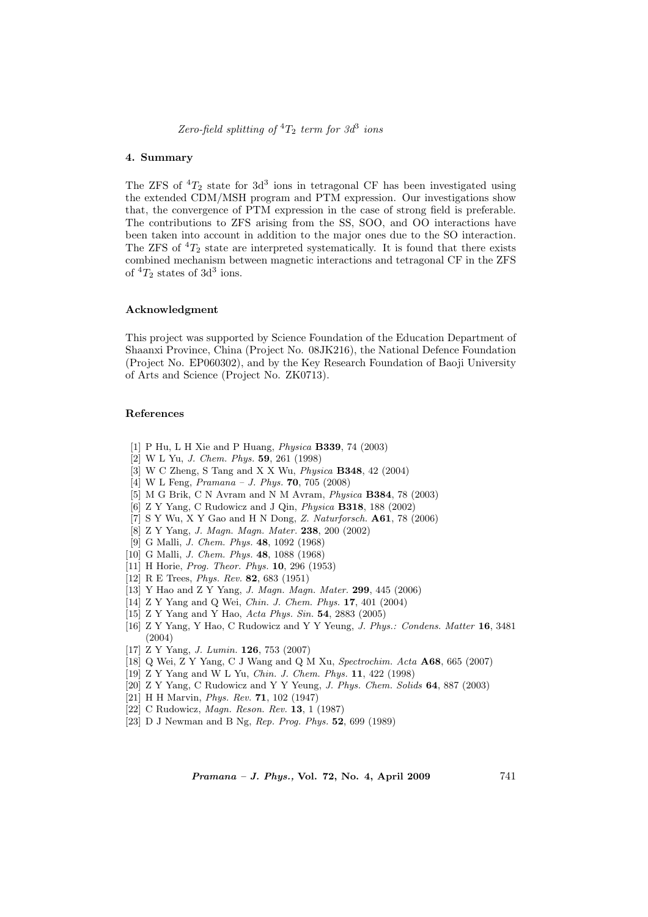## 4. Summary

The ZFS of $^4T_2$ state for 3d$^3$ ions in tetragonal CF has been investigated using the extended CDM/MSH program and PTM expression. Our investigations show that, the convergence of PTM expression in the case of strong field is preferable. The contributions to ZFS arising from the SS, SOO, and OO interactions have been taken into account in addition to the major ones due to the SO interaction. The ZFS of $^4T_2$ state are interpreted systematically. It is found that there exists combined mechanism between magnetic interactions and tetragonal CF in the ZFS of $^4T_2$ states of 3d$^3$ ions.

## Acknowledgment

This project was supported by Science Foundation of the Education Department of Shaanxi Province, China (Project No. 08JK216), the National Defence Foundation (Project No. EP060302), and by the Key Research Foundation of Baoji University of Arts and Science (Project No. ZK0713).

## References

[1] P Hu, L H Xie and P Huang, *Physica* **B339**, 74 (2003)
[2] W L Yu, *J. Chem. Phys.* **59**, 261 (1998)
[3] W C Zheng, S Tang and X X Wu, *Physica* **B348**, 42 (2004)
[4] W L Feng, *Pramana – J. Phys.* **70**, 705 (2008)
[5] M G Brik, C N Avram and N M Avram, *Physica* **B384**, 78 (2003)
[6] Z Y Yang, C Rudowicz and J Qin, *Physica* **B318**, 188 (2002)
[7] S Y Wu, X Y Gao and H N Dong, *Z. Naturforsch.* **A61**, 78 (2006)
[8] Z Y Yang, *J. Magn. Magn. Mater.* **238**, 200 (2002)
[9] G Malli, *J. Chem. Phys.* **48**, 1092 (1968)
[10] G Malli, *J. Chem. Phys.* **48**, 1088 (1968)
[11] H Horie, *Prog. Theor. Phys.* **10**, 296 (1953)
[12] R E Trees, *Phys. Rev.* **82**, 683 (1951)
[13] Y Hao and Z Y Yang, *J. Magn. Magn. Mater.* **299**, 445 (2006)
[14] Z Y Yang and Q Wei, *Chin. J. Chem. Phys.* **17**, 401 (2004)
[15] Z Y Yang and Y Hao, *Acta Phys. Sin.* **54**, 2883 (2005)
[16] Z Y Yang, Y Hao, C Rudowicz and Y Y Yeung, *J. Phys.: Condens. Matter* **16**, 3481 (2004)
[17] Z Y Yang, *J. Lumin.* **126**, 753 (2007)
[18] Q Wei, Z Y Yang, C J Wang and Q M Xu, *Spectrochim. Acta* **A68**, 665 (2007)
[19] Z Y Yang and W L Yu, *Chin. J. Chem. Phys.* **11**, 422 (1998)
[20] Z Y Yang, C Rudowicz and Y Y Yeung, *J. Phys. Chem. Solids* **64**, 887 (2003)
[21] H H Marvin, *Phys. Rev.* **71**, 102 (1947)
[22] C Rudowicz, *Magn. Reson. Rev.* **13**, 1 (1987)
[23] D J Newman and B Ng, *Rep. Prog. Phys.* **52**, 699 (1989)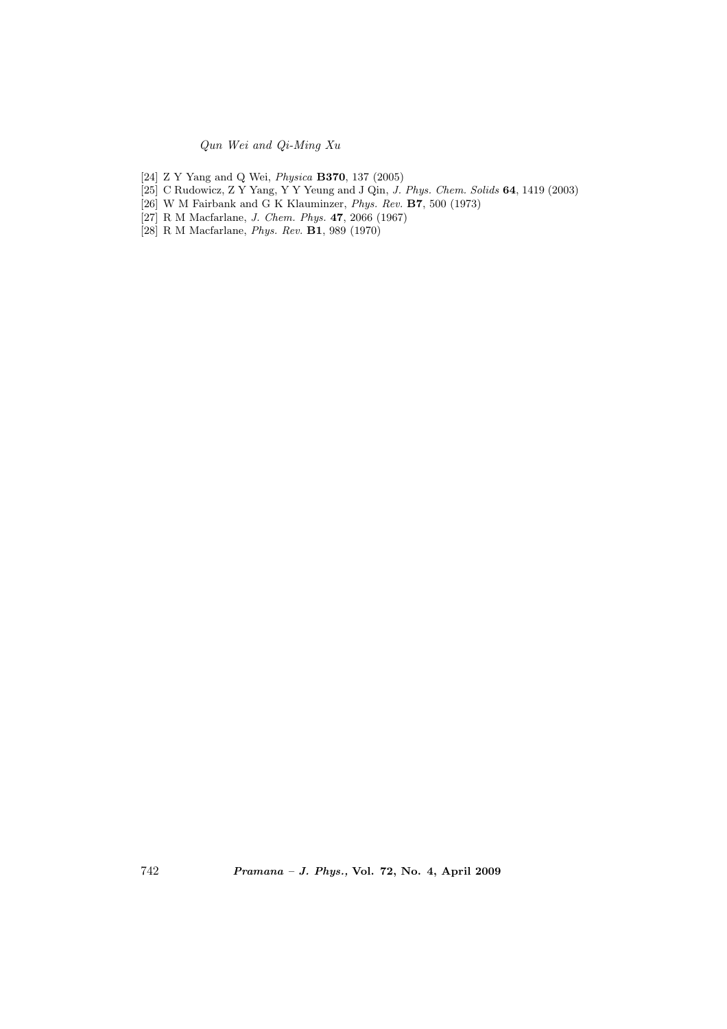[24] Z Y Yang and Q Wei, *Physica* **B370**, 137 (2005)

[25] C Rudowicz, Z Y Yang, Y Y Yeung and J Qin, *J. Phys. Chem. Solids* **64**, 1419 (2003)

[26] W M Fairbank and G K Klauminzer, *Phys. Rev.* **B7**, 500 (1973)

[27] R M Macfarlane, *J. Chem. Phys.* **47**, 2066 (1967)

[28] R M Macfarlane, *Phys. Rev.* **B1**, 989 (1970)